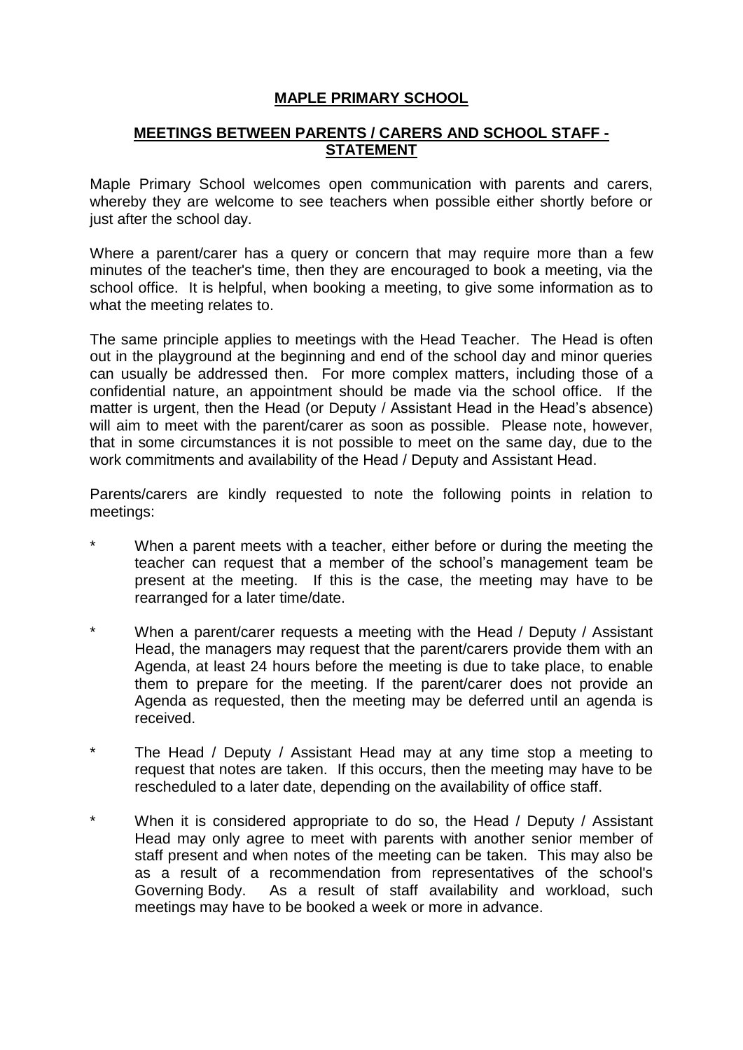# MAPLE PRIMARY SCHOOL

## MEETINGS BETWEEN PARENTS / CARERS AND SCHOOL STAFF - STATEMENT

Maple Primary School welcomes open communication with parents and carers, whereby they are welcome to see teachers when possible either shortly before or just after the school day.

Where a parent/carer has a query or concern that may require more than a few minutes of the teacher's time, then they are encouraged to book a meeting, via the school office. It is helpful, when booking a meeting, to give some information as to what the meeting relates to.

The same principle applies to meetings with the Head Teacher. The Head is often out in the playground at the beginning and end of the school day and minor queries can usually be addressed then. For more complex matters, including those of a confidential nature, an appointment should be made via the school office. If the matter is urgent, then the Head (or Deputy / Assistant Head in the Head's absence) will aim to meet with the parent/carer as soon as possible. Please note, however, that in some circumstances it is not possible to meet on the same day, due to the work commitments and availability of the Head / Deputy and Assistant Head.

Parents/carers are kindly requested to note the following points in relation to meetings:

* When a parent meets with a teacher, either before or during the meeting the teacher can request that a member of the school's management team be present at the meeting. If this is the case, the meeting may have to be rearranged for a later time/date.

* When a parent/carer requests a meeting with the Head / Deputy / Assistant Head, the managers may request that the parent/carers provide them with an Agenda, at least 24 hours before the meeting is due to take place, to enable them to prepare for the meeting. If the parent/carer does not provide an Agenda as requested, then the meeting may be deferred until an agenda is received.

* The Head / Deputy / Assistant Head may at any time stop a meeting to request that notes are taken. If this occurs, then the meeting may have to be rescheduled to a later date, depending on the availability of office staff.

* When it is considered appropriate to do so, the Head / Deputy / Assistant Head may only agree to meet with parents with another senior member of staff present and when notes of the meeting can be taken. This may also be as a result of a recommendation from representatives of the school's Governing Body. As a result of staff availability and workload, such meetings may have to be booked a week or more in advance.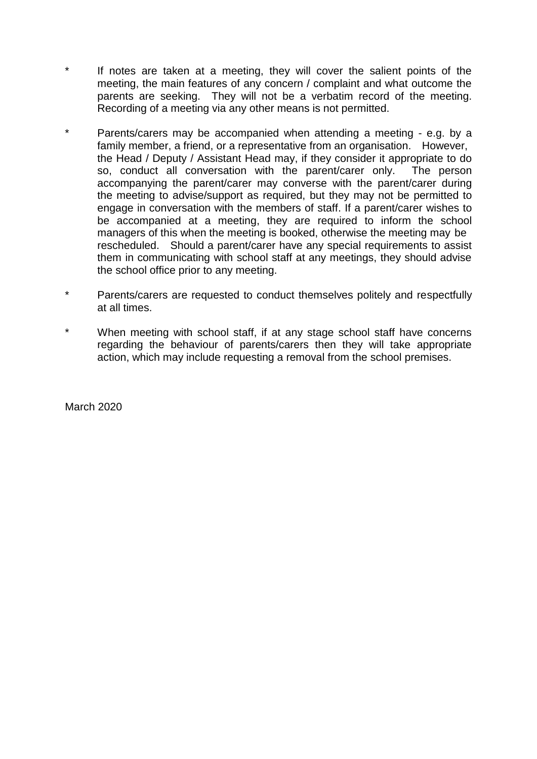* If notes are taken at a meeting, they will cover the salient points of the meeting, the main features of any concern / complaint and what outcome the parents are seeking. They will not be a verbatim record of the meeting. Recording of a meeting via any other means is not permitted.

* Parents/carers may be accompanied when attending a meeting - e.g. by a family member, a friend, or a representative from an organisation. However, the Head / Deputy / Assistant Head may, if they consider it appropriate to do so, conduct all conversation with the parent/carer only. The person accompanying the parent/carer may converse with the parent/carer during the meeting to advise/support as required, but they may not be permitted to engage in conversation with the members of staff. If a parent/carer wishes to be accompanied at a meeting, they are required to inform the school managers of this when the meeting is booked, otherwise the meeting may be rescheduled. Should a parent/carer have any special requirements to assist them in communicating with school staff at any meetings, they should advise the school office prior to any meeting.

* Parents/carers are requested to conduct themselves politely and respectfully at all times.

* When meeting with school staff, if at any stage school staff have concerns regarding the behaviour of parents/carers then they will take appropriate action, which may include requesting a removal from the school premises.

March 2020